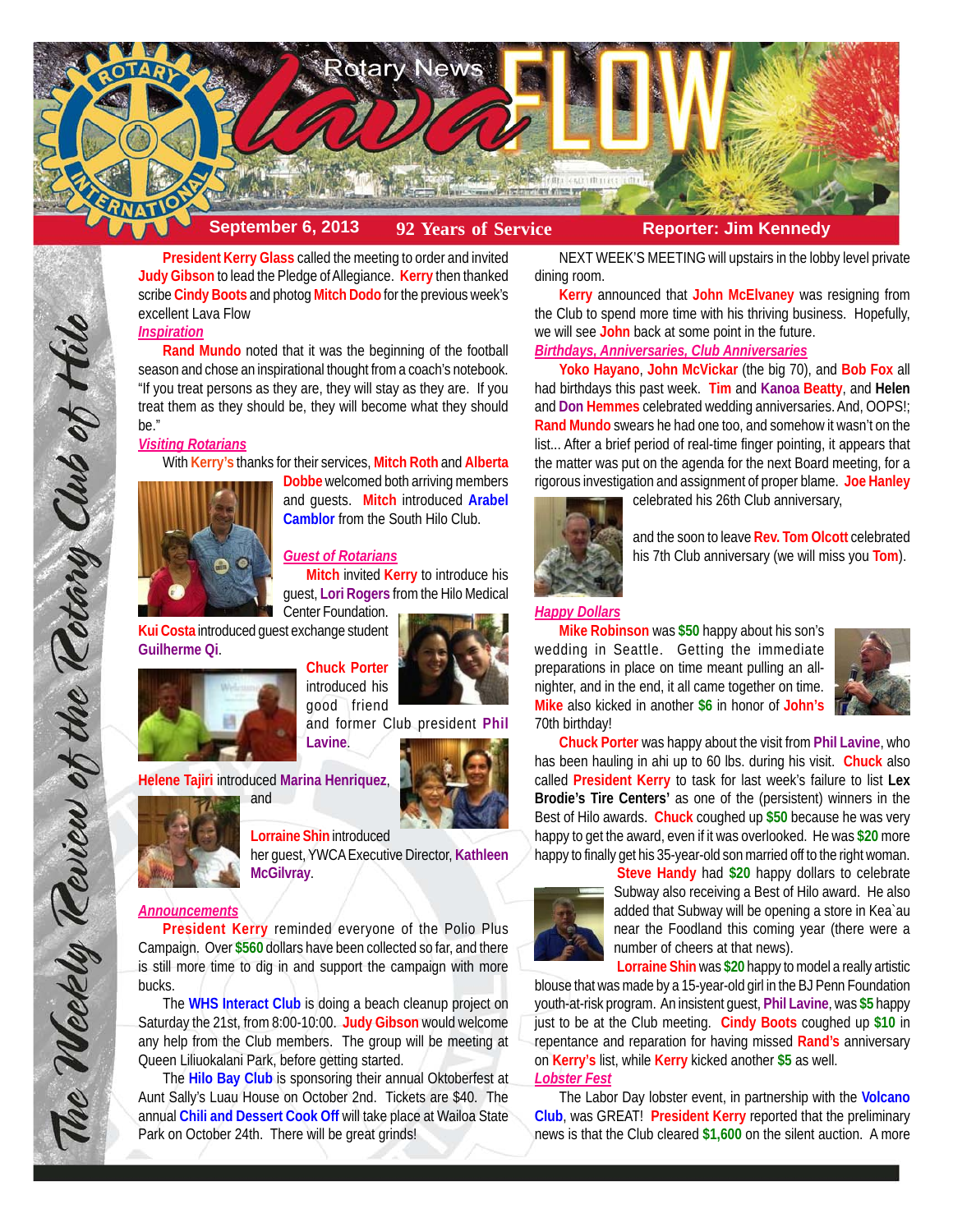# Rotary News Lava FLOW

**September 6, 2013** | **92 Years of Service** | **Reporter: Jim Kennedy**

*The Weekly Review of the Rotary Club of Hilo*

**President Kerry Glass** called the meeting to order and invited **Judy Gibson** to lead the Pledge of Allegiance. **Kerry** then thanked scribe **Cindy Boots** and photog **Mitch Dodo** for the previous week's excellent Lava Flow

### *Inspiration*

**Rand Mundo** noted that it was the beginning of the football season and chose an inspirational thought from a coach's notebook. "If you treat persons as they are, they will stay as they are. If you treat them as they should be, they will become what they should be."

### *Visiting Rotarians*

With **Kerry's** thanks for their services, **Mitch Roth** and **Alberta Dobbe** welcomed both arriving members and guests. **Mitch** introduced **Arabel Camblor** from the South Hilo Club.

### *Guest of Rotarians*

**Mitch** invited **Kerry** to introduce his guest, **Lori Rogers** from the Hilo Medical Center Foundation.

**Kui Costa** introduced guest exchange student **Guilherme Qi**.

**Chuck Porter** introduced his good friend and former Club president **Phil Lavine**.

**Helene Tajiri** introduced **Marina Henriquez**, and

**Lorraine Shin** introduced her guest, YWCA Executive Director, **Kathleen McGilvray**.

### *Announcements*

**President Kerry** reminded everyone of the Polio Plus Campaign. Over **$560** dollars have been collected so far, and there is still more time to dig in and support the campaign with more bucks.

The **WHS Interact Club** is doing a beach cleanup project on Saturday the 21st, from 8:00-10:00. **Judy Gibson** would welcome any help from the Club members. The group will be meeting at Queen Liliuokalani Park, before getting started.

The **Hilo Bay Club** is sponsoring their annual Oktoberfest at Aunt Sally's Luau House on October 2nd. Tickets are $40. The annual **Chili and Dessert Cook Off** will take place at Wailoa State Park on October 24th. There will be great grinds!

NEXT WEEK'S MEETING will upstairs in the lobby level private dining room.

**Kerry** announced that **John McElvaney** was resigning from the Club to spend more time with his thriving business. Hopefully, we will see **John** back at some point in the future.

### *Birthdays, Anniversaries, Club Anniversaries*

**Yoko Hayano**, **John McVickar** (the big 70), and **Bob Fox** all had birthdays this past week. **Tim** and **Kanoa Beatty**, and **Helen** and **Don Hemmes** celebrated wedding anniversaries. And, OOPS!; **Rand Mundo** swears he had one too, and somehow it wasn't on the list... After a brief period of real-time finger pointing, it appears that the matter was put on the agenda for the next Board meeting, for a rigorous investigation and assignment of proper blame. **Joe Hanley** celebrated his 26th Club anniversary,

and the soon to leave **Rev. Tom Olcott** celebrated his 7th Club anniversary (we will miss you **Tom**).

### *Happy Dollars*

**Mike Robinson** was **$50** happy about his son's wedding in Seattle. Getting the immediate preparations in place on time meant pulling an all-nighter, and in the end, it all came together on time. **Mike** also kicked in another **$6** in honor of **John's** 70th birthday!

**Chuck Porter** was happy about the visit from **Phil Lavine**, who has been hauling in ahi up to 60 lbs. during his visit. **Chuck** also called **President Kerry** to task for last week's failure to list **Lex Brodie's Tire Centers'** as one of the (persistent) winners in the Best of Hilo awards. **Chuck** coughed up **$50** because he was very happy to get the award, even if it was overlooked. He was **$20** more happy to finally get his 35-year-old son married off to the right woman.

**Steve Handy** had **$20** happy dollars to celebrate Subway also receiving a Best of Hilo award. He also added that Subway will be opening a store in Kea`au near the Foodland this coming year (there were a number of cheers at that news).

**Lorraine Shin** was **$20** happy to model a really artistic blouse that was made by a 15-year-old girl in the BJ Penn Foundation youth-at-risk program. An insistent guest, **Phil Lavine**, was **$5** happy just to be at the Club meeting. **Cindy Boots** coughed up **$10** in repentance and reparation for having missed **Rand's** anniversary on **Kerry's** list, while **Kerry** kicked another **$5** as well.

### *Lobster Fest*

The Labor Day lobster event, in partnership with the **Volcano Club**, was GREAT! **President Kerry** reported that the preliminary news is that the Club cleared **$1,600** on the silent auction. A more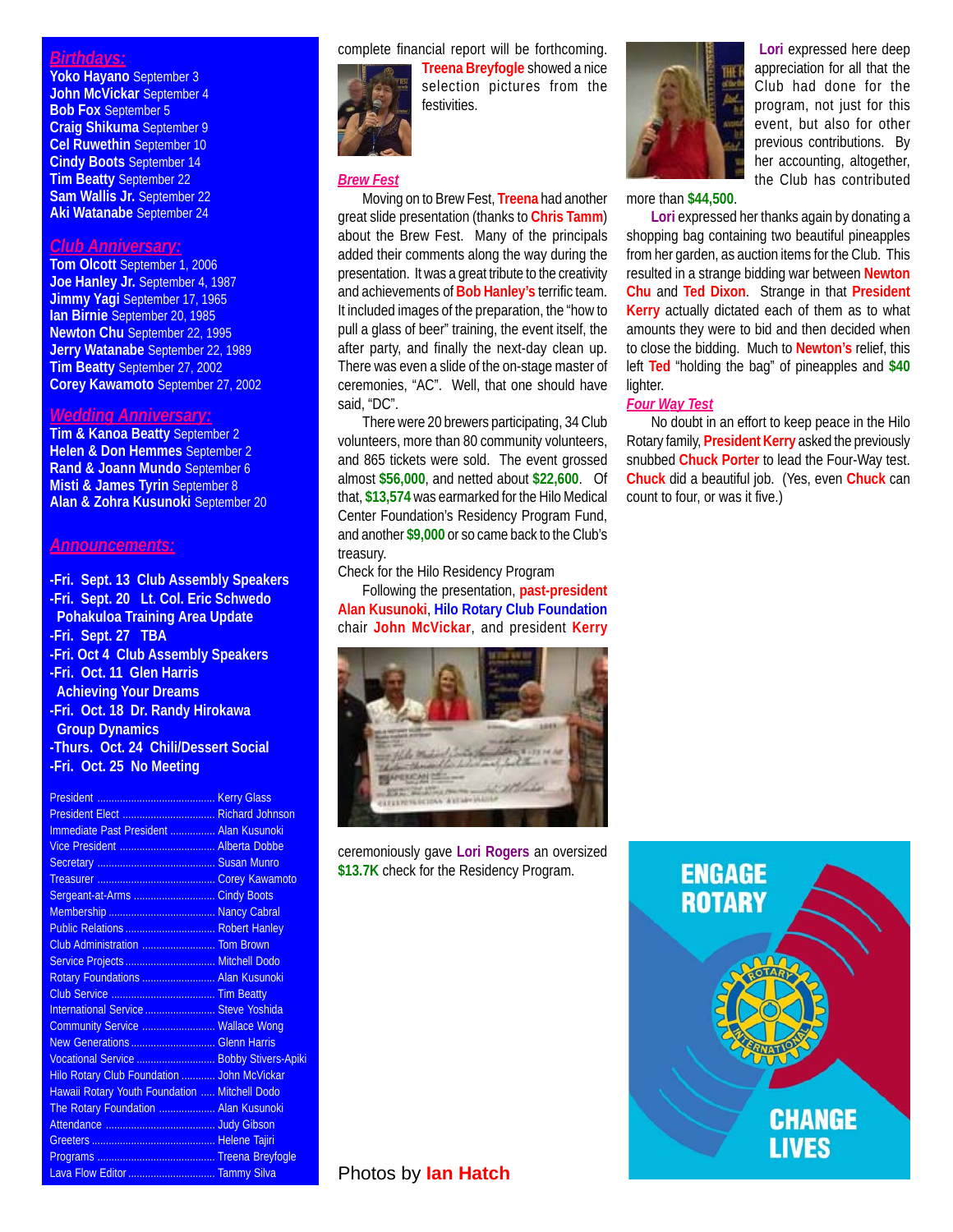## Birthdays:

**Yoko Hayano** September 3
**John McVickar** September 4
**Bob Fox** September 5
**Craig Shikuma** September 9
**Cel Ruwethin** September 10
**Cindy Boots** September 14
**Tim Beatty** September 22
**Sam Wallis Jr.** September 22
**Aki Watanabe** September 24

## Club Anniversary:

**Tom Olcott** September 1, 2006
**Joe Hanley Jr.** September 4, 1987
**Jimmy Yagi** September 17, 1965
**Ian Birnie** September 20, 1985
**Newton Chu** September 22, 1995
**Jerry Watanabe** September 22, 1989
**Tim Beatty** September 27, 2002
**Corey Kawamoto** September 27, 2002

## Wedding Anniversary:

**Tim & Kanoa Beatty** September 2
**Helen & Don Hemmes** September 2
**Rand & Joann Mundo** September 6
**Misti & James Tyrin** September 8
**Alan & Zohra Kusunoki** September 20

## Announcements:

**-Fri. Sept. 13 Club Assembly Speakers**
**-Fri. Sept. 20 Lt. Col. Eric Schwedo**
**Pohakuloa Training Area Update**
**-Fri. Sept. 27 TBA**
**-Fri. Oct 4 Club Assembly Speakers**
**-Fri. Oct. 11 Glen Harris**
**Achieving Your Dreams**
**-Fri. Oct. 18 Dr. Randy Hirokawa**
**Group Dynamics**
**-Thurs. Oct. 24 Chili/Dessert Social**
**-Fri. Oct. 25 No Meeting**

| | |
|---|---|
| President | Kerry Glass |
| President Elect | Richard Johnson |
| Immediate Past President | Alan Kusunoki |
| Vice President | Alberta Dobbe |
| Secretary | Susan Munro |
| Treasurer | Corey Kawamoto |
| Sergeant-at-Arms | Cindy Boots |
| Membership | Nancy Cabral |
| Public Relations | Robert Hanley |
| Club Administration | Tom Brown |
| Service Projects | Mitchell Dodo |
| Rotary Foundations | Alan Kusunoki |
| Club Service | Tim Beatty |
| International Service | Steve Yoshida |
| Community Service | Wallace Wong |
| New Generations | Glenn Harris |
| Vocational Service | Bobby Stivers-Apiki |
| Hilo Rotary Club Foundation | John McVickar |
| Hawaii Rotary Youth Foundation | Mitchell Dodo |
| The Rotary Foundation | Alan Kusunoki |
| Attendance | Judy Gibson |
| Greeters | Helene Tajiri |
| Programs | Treena Breyfogle |
| Lava Flow Editor | Tammy Silva |

complete financial report will be forthcoming. **Treena Breyfogle** showed a nice selection pictures from the festivities.

### Brew Fest

Moving on to Brew Fest, **Treena** had another great slide presentation (thanks to **Chris Tamm**) about the Brew Fest. Many of the principals added their comments along the way during the presentation. It was a great tribute to the creativity and achievements of **Bob Hanley's** terrific team. It included images of the preparation, the "how to pull a glass of beer" training, the event itself, the after party, and finally the next-day clean up. There was even a slide of the on-stage master of ceremonies, "AC". Well, that one should have said, "DC".

There were 20 brewers participating, 34 Club volunteers, more than 80 community volunteers, and 865 tickets were sold. The event grossed almost **$56,000**, and netted about **$22,600**. Of that, **$13,574** was earmarked for the Hilo Medical Center Foundation's Residency Program Fund, and another **$9,000** or so came back to the Club's treasury.

Check for the Hilo Residency Program

Following the presentation, **past-president Alan Kusunoki**, **Hilo Rotary Club Foundation** chair **John McVickar**, and president **Kerry** ceremoniously gave **Lori Rogers** an oversized **$13.7K** check for the Residency Program.

**Lori** expressed here deep appreciation for all that the Club had done for the program, not just for this event, but also for other previous contributions. By her accounting, altogether, the Club has contributed more than **$44,500**.

**Lori** expressed her thanks again by donating a shopping bag containing two beautiful pineapples from her garden, as auction items for the Club. This resulted in a strange bidding war between **Newton Chu** and **Ted Dixon**. Strange in that **President Kerry** actually dictated each of them as to what amounts they were to bid and then decided when to close the bidding. Much to **Newton's** relief, this left **Ted** "holding the bag" of pineapples and **$40** lighter.

### Four Way Test

No doubt in an effort to keep peace in the Hilo Rotary family, **President Kerry** asked the previously snubbed **Chuck Porter** to lead the Four-Way test. **Chuck** did a beautiful job. (Yes, even **Chuck** can count to four, or was it five.)

ENGAGE ROTARY CHANGE LIVES

Photos by **Ian Hatch**